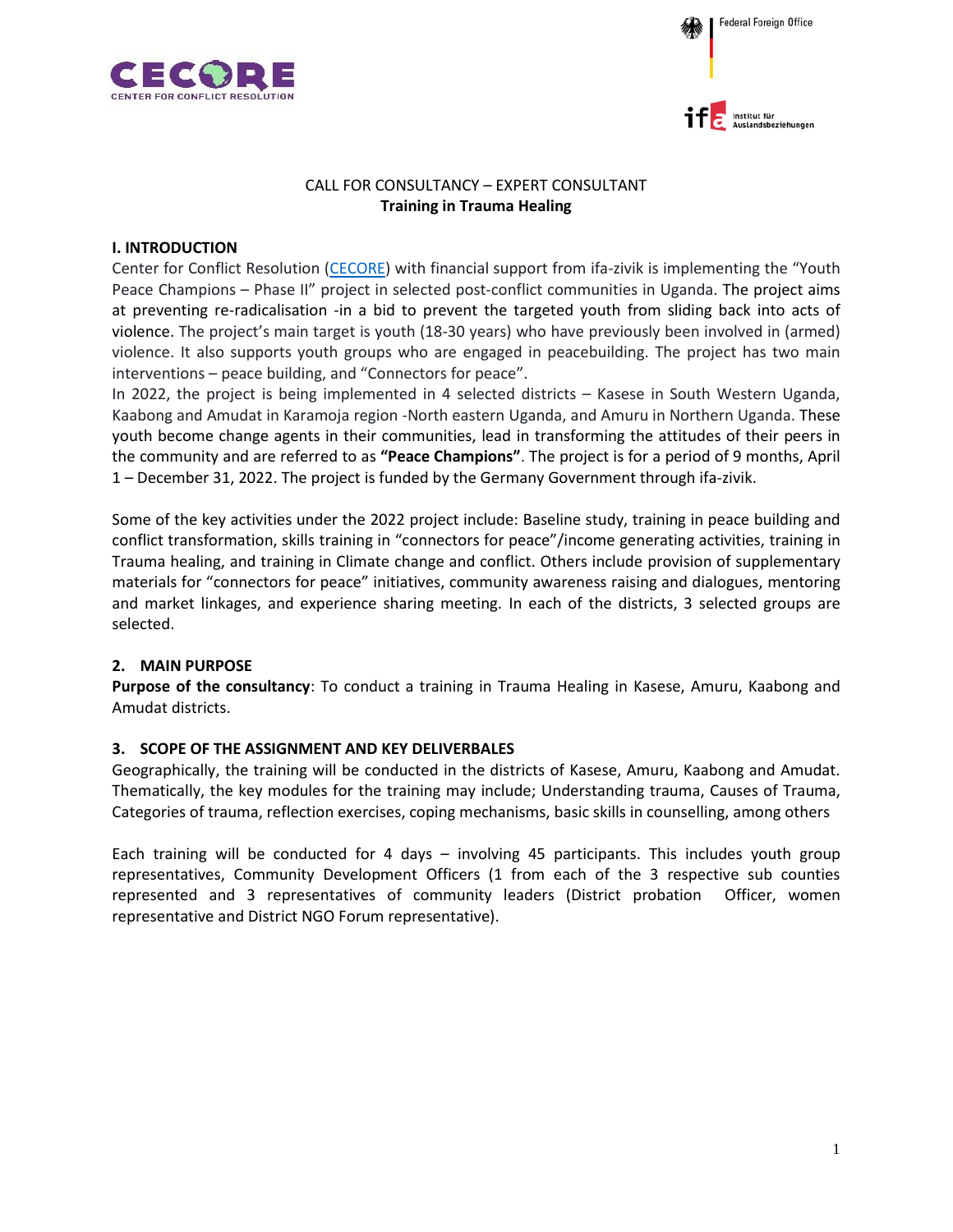CALL FOR CONSULTANCY – EXPERT CONSULTANT
**Training in Trauma Healing**

## I. INTRODUCTION

Center for Conflict Resolution (CECORE) with financial support from ifa-zivik is implementing the "Youth Peace Champions – Phase II" project in selected post-conflict communities in Uganda. The project aims at preventing re-radicalisation -in a bid to prevent the targeted youth from sliding back into acts of violence. The project's main target is youth (18-30 years) who have previously been involved in (armed) violence. It also supports youth groups who are engaged in peacebuilding. The project has two main interventions – peace building, and "Connectors for peace".

In 2022, the project is being implemented in 4 selected districts – Kasese in South Western Uganda, Kaabong and Amudat in Karamoja region -North eastern Uganda, and Amuru in Northern Uganda. These youth become change agents in their communities, lead in transforming the attitudes of their peers in the community and are referred to as **"Peace Champions"**. The project is for a period of 9 months, April 1 – December 31, 2022. The project is funded by the Germany Government through ifa-zivik.

Some of the key activities under the 2022 project include: Baseline study, training in peace building and conflict transformation, skills training in "connectors for peace"/income generating activities, training in Trauma healing, and training in Climate change and conflict. Others include provision of supplementary materials for "connectors for peace" initiatives, community awareness raising and dialogues, mentoring and market linkages, and experience sharing meeting. In each of the districts, 3 selected groups are selected.

## 2. MAIN PURPOSE

**Purpose of the consultancy**: To conduct a training in Trauma Healing in Kasese, Amuru, Kaabong and Amudat districts.

## 3. SCOPE OF THE ASSIGNMENT AND KEY DELIVERBALES

Geographically, the training will be conducted in the districts of Kasese, Amuru, Kaabong and Amudat. Thematically, the key modules for the training may include; Understanding trauma, Causes of Trauma, Categories of trauma, reflection exercises, coping mechanisms, basic skills in counselling, among others

Each training will be conducted for 4 days – involving 45 participants. This includes youth group representatives, Community Development Officers (1 from each of the 3 respective sub counties represented and 3 representatives of community leaders (District probation Officer, women representative and District NGO Forum representative).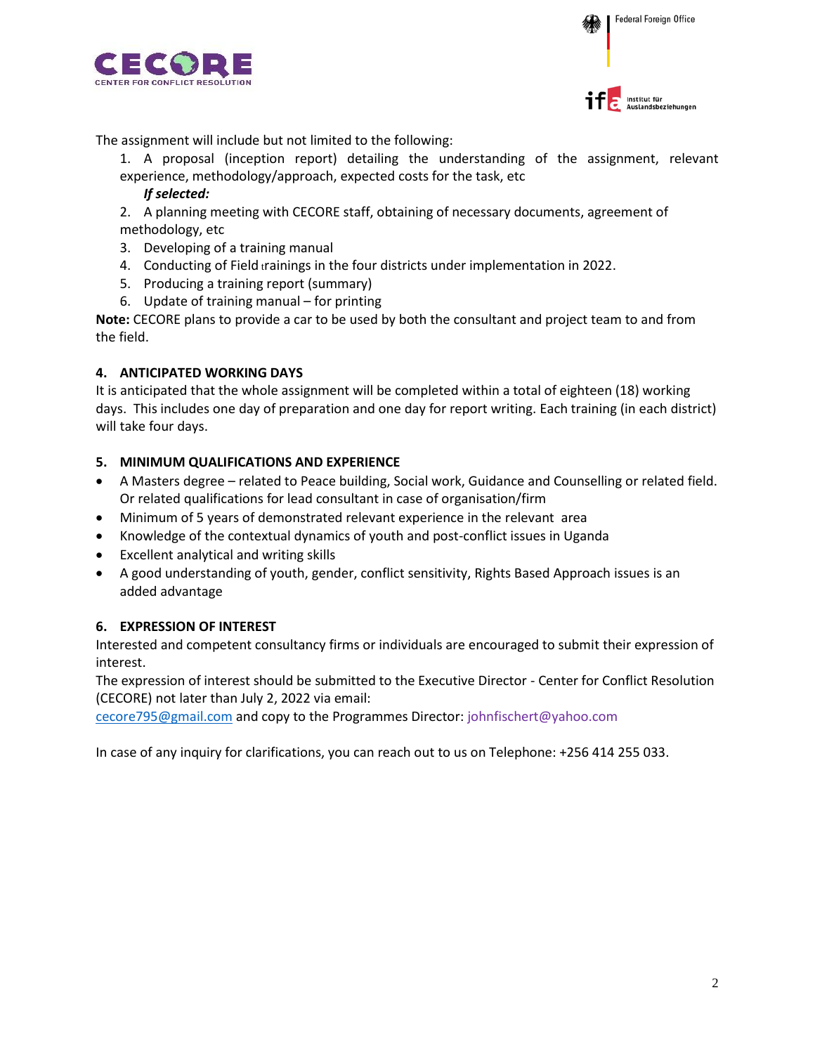The assignment will include but not limited to the following:

1. A proposal (inception report) detailing the understanding of the assignment, relevant experience, methodology/approach, expected costs for the task, etc

   ***If selected:***

2. A planning meeting with CECORE staff, obtaining of necessary documents, agreement of methodology, etc
3. Developing of a training manual
4. Conducting of Field trainings in the four districts under implementation in 2022.
5. Producing a training report (summary)
6. Update of training manual – for printing

**Note:** CECORE plans to provide a car to be used by both the consultant and project team to and from the field.

### 4. ANTICIPATED WORKING DAYS

It is anticipated that the whole assignment will be completed within a total of eighteen (18) working days. This includes one day of preparation and one day for report writing. Each training (in each district) will take four days.

### 5. MINIMUM QUALIFICATIONS AND EXPERIENCE

- A Masters degree – related to Peace building, Social work, Guidance and Counselling or related field. Or related qualifications for lead consultant in case of organisation/firm
- Minimum of 5 years of demonstrated relevant experience in the relevant area
- Knowledge of the contextual dynamics of youth and post-conflict issues in Uganda
- Excellent analytical and writing skills
- A good understanding of youth, gender, conflict sensitivity, Rights Based Approach issues is an added advantage

### 6. EXPRESSION OF INTEREST

Interested and competent consultancy firms or individuals are encouraged to submit their expression of interest.

The expression of interest should be submitted to the Executive Director - Center for Conflict Resolution (CECORE) not later than July 2, 2022 via email:
cecore795@gmail.com and copy to the Programmes Director: johnfischert@yahoo.com

In case of any inquiry for clarifications, you can reach out to us on Telephone: +256 414 255 033.